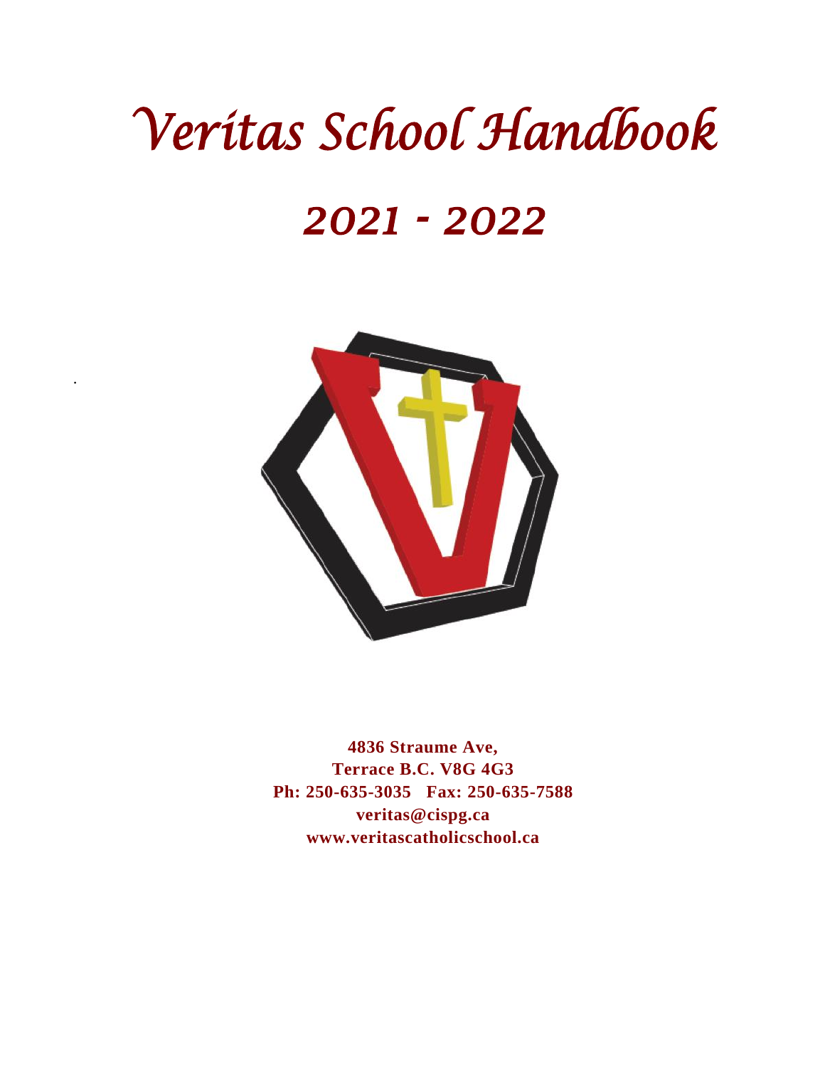# Veritas School Handbook

# 2021 - 2022

**4836 Straume Ave,**
**Terrace B.C. V8G 4G3**
**Ph: 250-635-3035   Fax: 250-635-7588**
**veritas@cispg.ca**
**www.veritascatholicschool.ca**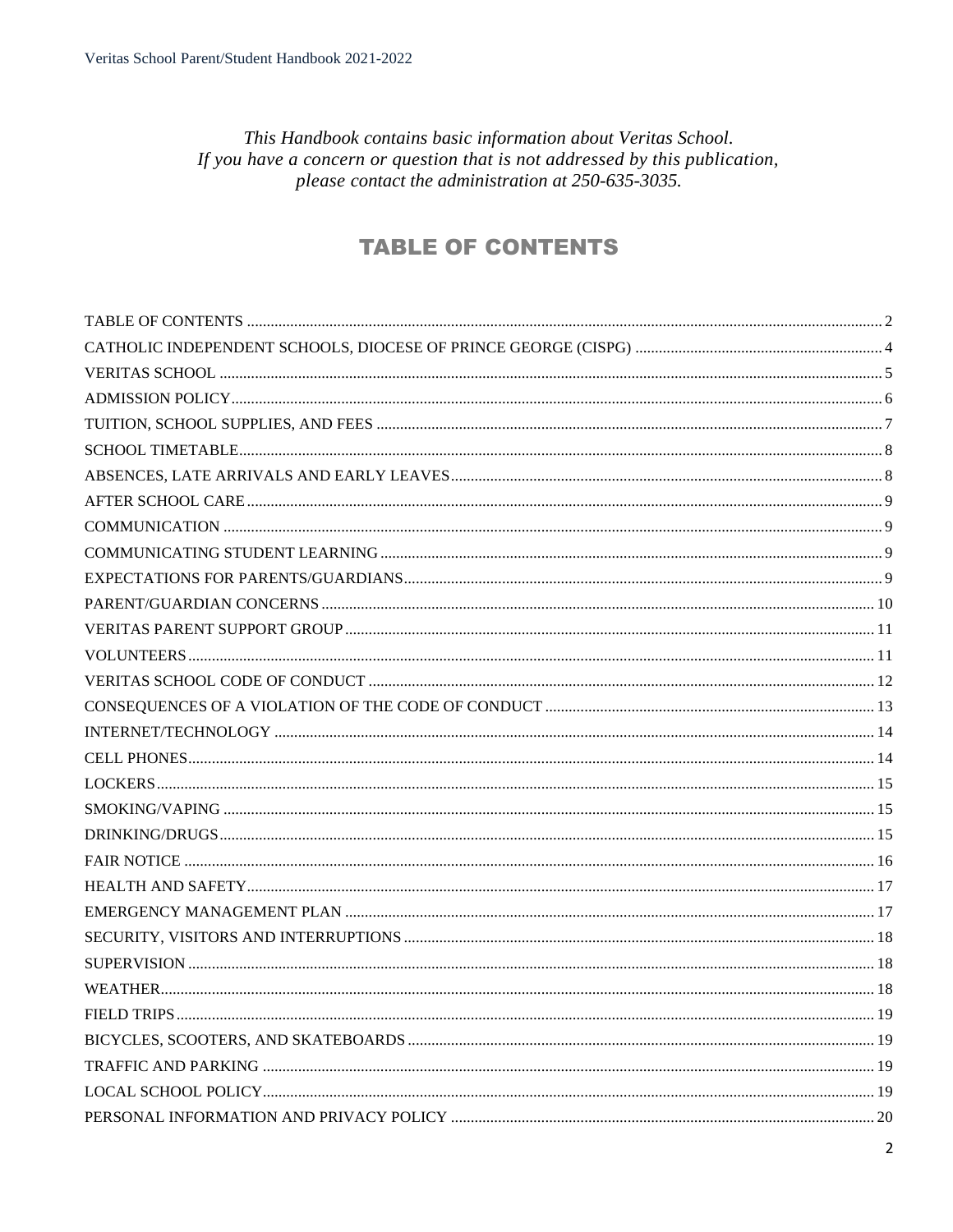*This Handbook contains basic information about Veritas School.*
*If you have a concern or question that is not addressed by this publication,*
*please contact the administration at 250-635-3035.*

# TABLE OF CONTENTS

| | |
|---|---|
| TABLE OF CONTENTS | 2 |
| CATHOLIC INDEPENDENT SCHOOLS, DIOCESE OF PRINCE GEORGE (CISPG) | 4 |
| VERITAS SCHOOL | 5 |
| ADMISSION POLICY | 6 |
| TUITION, SCHOOL SUPPLIES, AND FEES | 7 |
| SCHOOL TIMETABLE | 8 |
| ABSENCES, LATE ARRIVALS AND EARLY LEAVES | 8 |
| AFTER SCHOOL CARE | 9 |
| COMMUNICATION | 9 |
| COMMUNICATING STUDENT LEARNING | 9 |
| EXPECTATIONS FOR PARENTS/GUARDIANS | 9 |
| PARENT/GUARDIAN CONCERNS | 10 |
| VERITAS PARENT SUPPORT GROUP | 11 |
| VOLUNTEERS | 11 |
| VERITAS SCHOOL CODE OF CONDUCT | 12 |
| CONSEQUENCES OF A VIOLATION OF THE CODE OF CONDUCT | 13 |
| INTERNET/TECHNOLOGY | 14 |
| CELL PHONES | 14 |
| LOCKERS | 15 |
| SMOKING/VAPING | 15 |
| DRINKING/DRUGS | 15 |
| FAIR NOTICE | 16 |
| HEALTH AND SAFETY | 17 |
| EMERGENCY MANAGEMENT PLAN | 17 |
| SECURITY, VISITORS AND INTERRUPTIONS | 18 |
| SUPERVISION | 18 |
| WEATHER | 18 |
| FIELD TRIPS | 19 |
| BICYCLES, SCOOTERS, AND SKATEBOARDS | 19 |
| TRAFFIC AND PARKING | 19 |
| LOCAL SCHOOL POLICY | 19 |
| PERSONAL INFORMATION AND PRIVACY POLICY | 20 |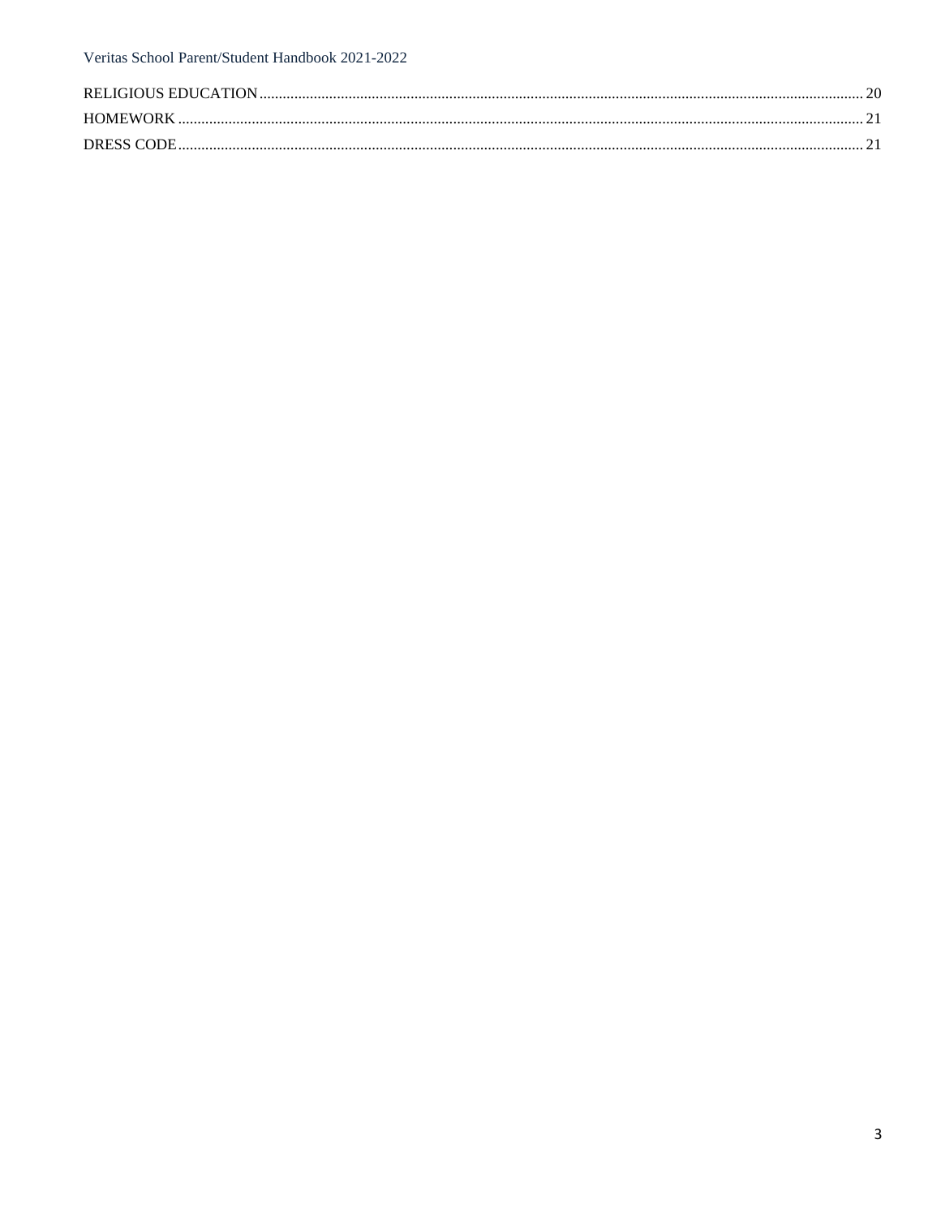RELIGIOUS EDUCATION ........................................................................................................................................................ 20
HOMEWORK ........................................................................................................................................................................ 21
DRESS CODE ........................................................................................................................................................................ 21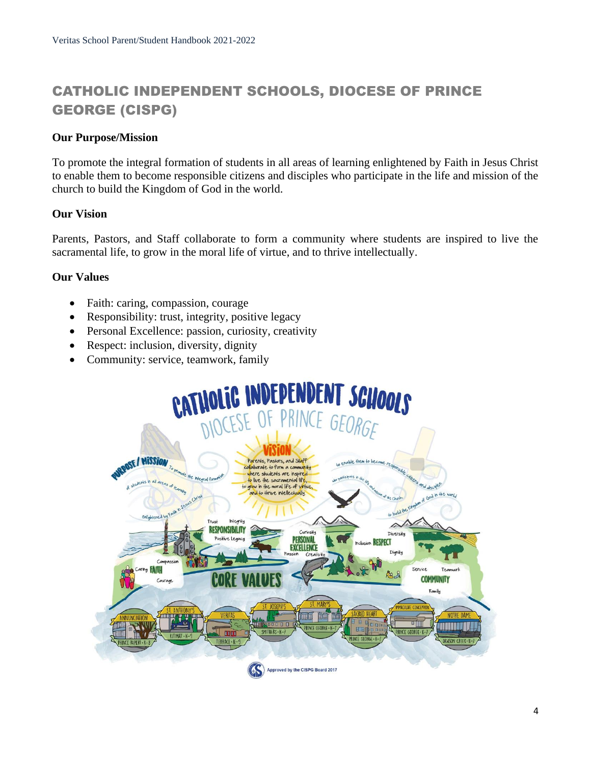## CATHOLIC INDEPENDENT SCHOOLS, DIOCESE OF PRINCE GEORGE (CISPG)

**Our Purpose/Mission**

To promote the integral formation of students in all areas of learning enlightened by Faith in Jesus Christ to enable them to become responsible citizens and disciples who participate in the life and mission of the church to build the Kingdom of God in the world.

**Our Vision**

Parents, Pastors, and Staff collaborate to form a community where students are inspired to live the sacramental life, to grow in the moral life of virtue, and to thrive intellectually.

**Our Values**

- Faith: caring, compassion, courage
- Responsibility: trust, integrity, positive legacy
- Personal Excellence: passion, curiosity, creativity
- Respect: inclusion, diversity, dignity
- Community: service, teamwork, family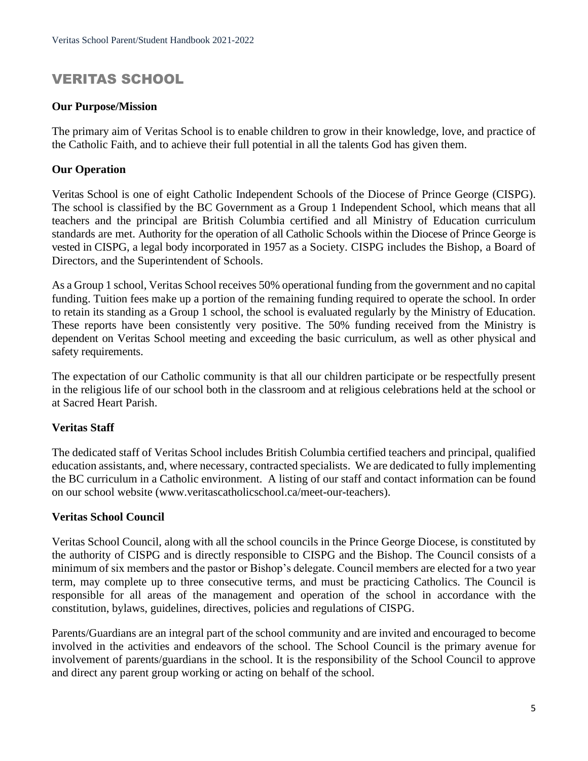# VERITAS SCHOOL

**Our Purpose/Mission**

The primary aim of Veritas School is to enable children to grow in their knowledge, love, and practice of the Catholic Faith, and to achieve their full potential in all the talents God has given them.

**Our Operation**

Veritas School is one of eight Catholic Independent Schools of the Diocese of Prince George (CISPG). The school is classified by the BC Government as a Group 1 Independent School, which means that all teachers and the principal are British Columbia certified and all Ministry of Education curriculum standards are met. Authority for the operation of all Catholic Schools within the Diocese of Prince George is vested in CISPG, a legal body incorporated in 1957 as a Society. CISPG includes the Bishop, a Board of Directors, and the Superintendent of Schools.

As a Group 1 school, Veritas School receives 50% operational funding from the government and no capital funding. Tuition fees make up a portion of the remaining funding required to operate the school. In order to retain its standing as a Group 1 school, the school is evaluated regularly by the Ministry of Education. These reports have been consistently very positive. The 50% funding received from the Ministry is dependent on Veritas School meeting and exceeding the basic curriculum, as well as other physical and safety requirements.

The expectation of our Catholic community is that all our children participate or be respectfully present in the religious life of our school both in the classroom and at religious celebrations held at the school or at Sacred Heart Parish.

**Veritas Staff**

The dedicated staff of Veritas School includes British Columbia certified teachers and principal, qualified education assistants, and, where necessary, contracted specialists. We are dedicated to fully implementing the BC curriculum in a Catholic environment. A listing of our staff and contact information can be found on our school website (www.veritascatholicschool.ca/meet-our-teachers).

**Veritas School Council**

Veritas School Council, along with all the school councils in the Prince George Diocese, is constituted by the authority of CISPG and is directly responsible to CISPG and the Bishop. The Council consists of a minimum of six members and the pastor or Bishop's delegate. Council members are elected for a two year term, may complete up to three consecutive terms, and must be practicing Catholics. The Council is responsible for all areas of the management and operation of the school in accordance with the constitution, bylaws, guidelines, directives, policies and regulations of CISPG.

Parents/Guardians are an integral part of the school community and are invited and encouraged to become involved in the activities and endeavors of the school. The School Council is the primary avenue for involvement of parents/guardians in the school. It is the responsibility of the School Council to approve and direct any parent group working or acting on behalf of the school.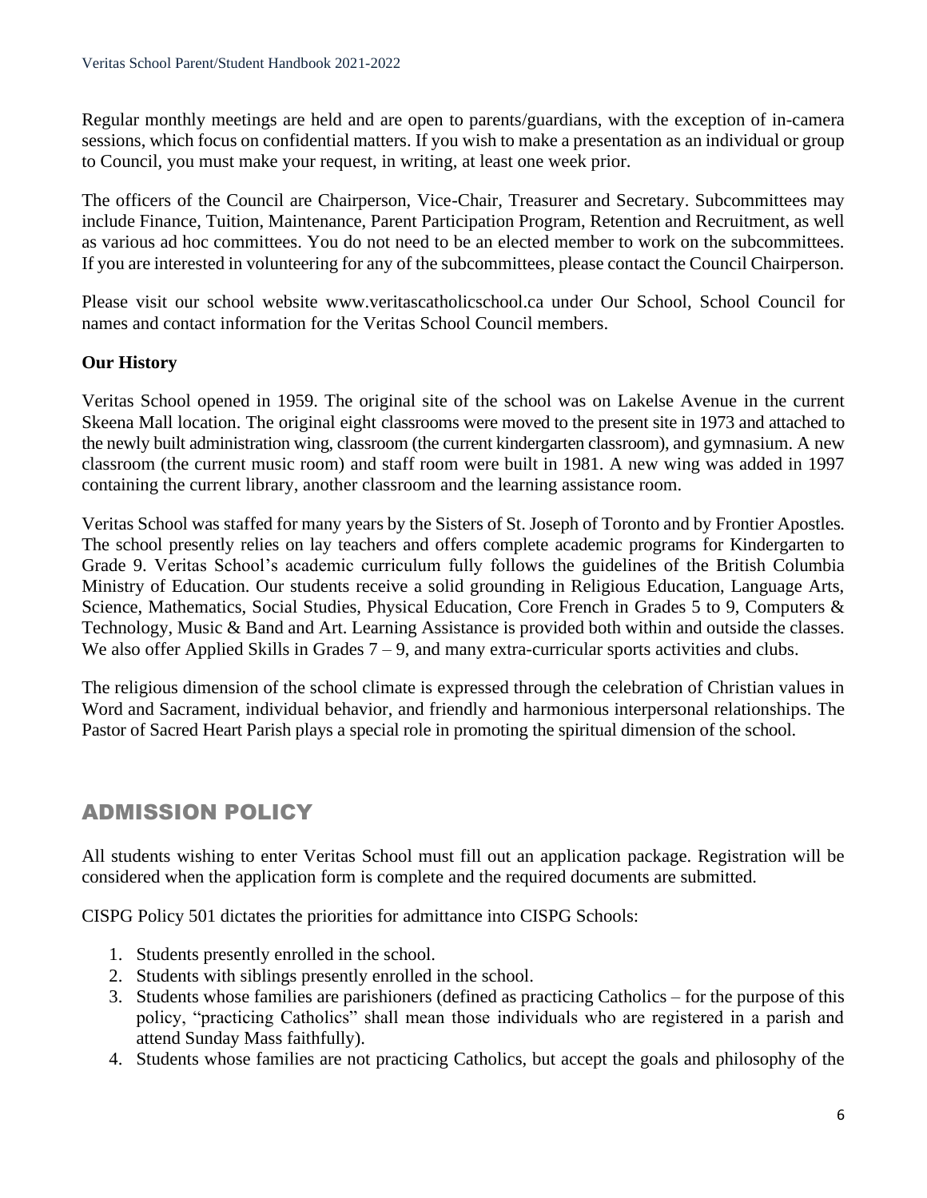Regular monthly meetings are held and are open to parents/guardians, with the exception of in-camera sessions, which focus on confidential matters. If you wish to make a presentation as an individual or group to Council, you must make your request, in writing, at least one week prior.

The officers of the Council are Chairperson, Vice-Chair, Treasurer and Secretary. Subcommittees may include Finance, Tuition, Maintenance, Parent Participation Program, Retention and Recruitment, as well as various ad hoc committees. You do not need to be an elected member to work on the subcommittees. If you are interested in volunteering for any of the subcommittees, please contact the Council Chairperson.

Please visit our school website www.veritascatholicschool.ca under Our School, School Council for names and contact information for the Veritas School Council members.

**Our History**

Veritas School opened in 1959. The original site of the school was on Lakelse Avenue in the current Skeena Mall location. The original eight classrooms were moved to the present site in 1973 and attached to the newly built administration wing, classroom (the current kindergarten classroom), and gymnasium. A new classroom (the current music room) and staff room were built in 1981. A new wing was added in 1997 containing the current library, another classroom and the learning assistance room.

Veritas School was staffed for many years by the Sisters of St. Joseph of Toronto and by Frontier Apostles. The school presently relies on lay teachers and offers complete academic programs for Kindergarten to Grade 9. Veritas School's academic curriculum fully follows the guidelines of the British Columbia Ministry of Education. Our students receive a solid grounding in Religious Education, Language Arts, Science, Mathematics, Social Studies, Physical Education, Core French in Grades 5 to 9, Computers & Technology, Music & Band and Art. Learning Assistance is provided both within and outside the classes. We also offer Applied Skills in Grades 7 – 9, and many extra-curricular sports activities and clubs.

The religious dimension of the school climate is expressed through the celebration of Christian values in Word and Sacrament, individual behavior, and friendly and harmonious interpersonal relationships. The Pastor of Sacred Heart Parish plays a special role in promoting the spiritual dimension of the school.

## ADMISSION POLICY

All students wishing to enter Veritas School must fill out an application package. Registration will be considered when the application form is complete and the required documents are submitted.

CISPG Policy 501 dictates the priorities for admittance into CISPG Schools:

1. Students presently enrolled in the school.
2. Students with siblings presently enrolled in the school.
3. Students whose families are parishioners (defined as practicing Catholics – for the purpose of this policy, "practicing Catholics" shall mean those individuals who are registered in a parish and attend Sunday Mass faithfully).
4. Students whose families are not practicing Catholics, but accept the goals and philosophy of the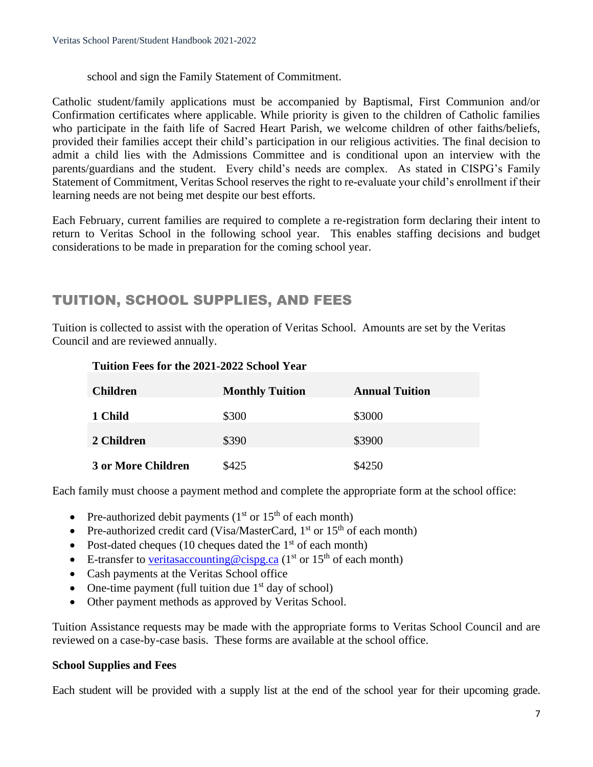school and sign the Family Statement of Commitment.

Catholic student/family applications must be accompanied by Baptismal, First Communion and/or Confirmation certificates where applicable. While priority is given to the children of Catholic families who participate in the faith life of Sacred Heart Parish, we welcome children of other faiths/beliefs, provided their families accept their child's participation in our religious activities. The final decision to admit a child lies with the Admissions Committee and is conditional upon an interview with the parents/guardians and the student. Every child's needs are complex. As stated in CISPG's Family Statement of Commitment, Veritas School reserves the right to re-evaluate your child's enrollment if their learning needs are not being met despite our best efforts.

Each February, current families are required to complete a re-registration form declaring their intent to return to Veritas School in the following school year. This enables staffing decisions and budget considerations to be made in preparation for the coming school year.

## TUITION, SCHOOL SUPPLIES, AND FEES

Tuition is collected to assist with the operation of Veritas School. Amounts are set by the Veritas Council and are reviewed annually.

**Tuition Fees for the 2021-2022 School Year**

| Children | Monthly Tuition | Annual Tuition |
|---|---|---|
| **1 Child** | $300 | $3000 |
| **2 Children** | $390 | $3900 |
| **3 or More Children** | $425 | $4250 |

Each family must choose a payment method and complete the appropriate form at the school office:

- Pre-authorized debit payments (1st or 15th of each month)
- Pre-authorized credit card (Visa/MasterCard, 1st or 15th of each month)
- Post-dated cheques (10 cheques dated the 1st of each month)
- E-transfer to veritasaccounting@cispg.ca (1st or 15th of each month)
- Cash payments at the Veritas School office
- One-time payment (full tuition due 1st day of school)
- Other payment methods as approved by Veritas School.

Tuition Assistance requests may be made with the appropriate forms to Veritas School Council and are reviewed on a case-by-case basis. These forms are available at the school office.

**School Supplies and Fees**

Each student will be provided with a supply list at the end of the school year for their upcoming grade.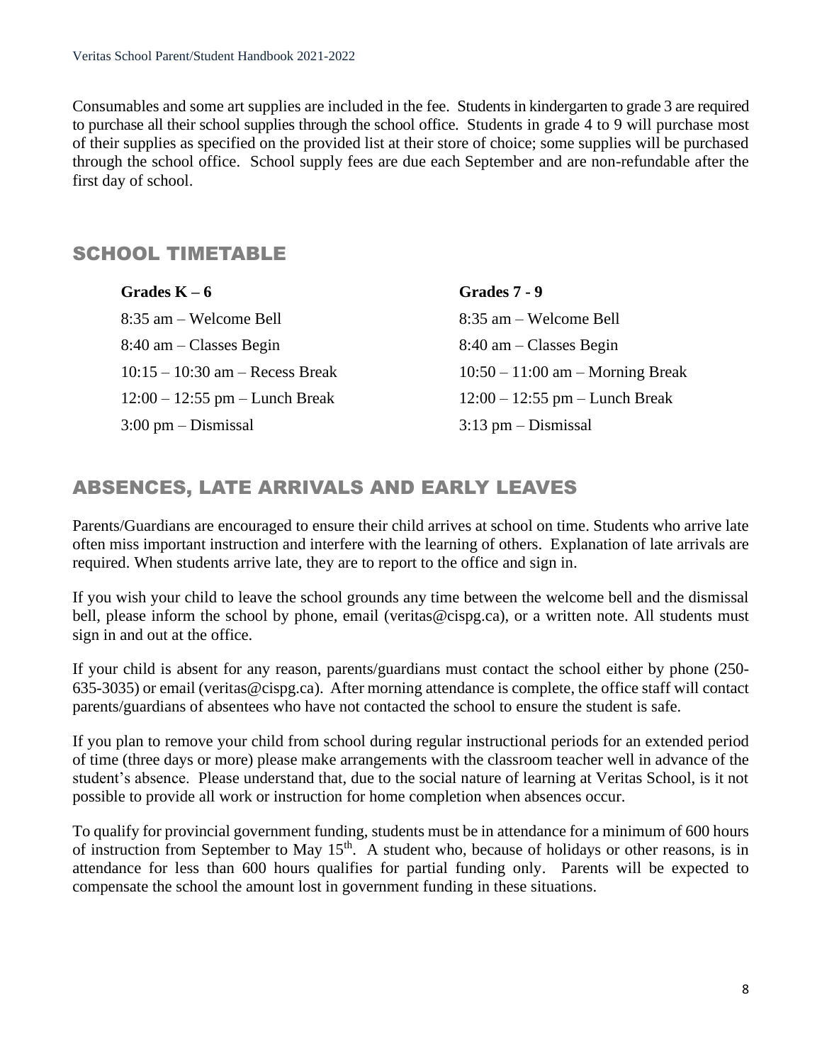Consumables and some art supplies are included in the fee. Students in kindergarten to grade 3 are required to purchase all their school supplies through the school office. Students in grade 4 to 9 will purchase most of their supplies as specified on the provided list at their store of choice; some supplies will be purchased through the school office. School supply fees are due each September and are non-refundable after the first day of school.

## SCHOOL TIMETABLE

| Grades K – 6 | Grades 7 - 9 |
| --- | --- |
| 8:35 am – Welcome Bell | 8:35 am – Welcome Bell |
| 8:40 am – Classes Begin | 8:40 am – Classes Begin |
| 10:15 – 10:30 am – Recess Break | 10:50 – 11:00 am – Morning Break |
| 12:00 – 12:55 pm – Lunch Break | 12:00 – 12:55 pm – Lunch Break |
| 3:00 pm – Dismissal | 3:13 pm – Dismissal |

## ABSENCES, LATE ARRIVALS AND EARLY LEAVES

Parents/Guardians are encouraged to ensure their child arrives at school on time. Students who arrive late often miss important instruction and interfere with the learning of others. Explanation of late arrivals are required. When students arrive late, they are to report to the office and sign in.

If you wish your child to leave the school grounds any time between the welcome bell and the dismissal bell, please inform the school by phone, email (veritas@cispg.ca), or a written note. All students must sign in and out at the office.

If your child is absent for any reason, parents/guardians must contact the school either by phone (250-635-3035) or email (veritas@cispg.ca). After morning attendance is complete, the office staff will contact parents/guardians of absentees who have not contacted the school to ensure the student is safe.

If you plan to remove your child from school during regular instructional periods for an extended period of time (three days or more) please make arrangements with the classroom teacher well in advance of the student's absence. Please understand that, due to the social nature of learning at Veritas School, is it not possible to provide all work or instruction for home completion when absences occur.

To qualify for provincial government funding, students must be in attendance for a minimum of 600 hours of instruction from September to May 15th. A student who, because of holidays or other reasons, is in attendance for less than 600 hours qualifies for partial funding only. Parents will be expected to compensate the school the amount lost in government funding in these situations.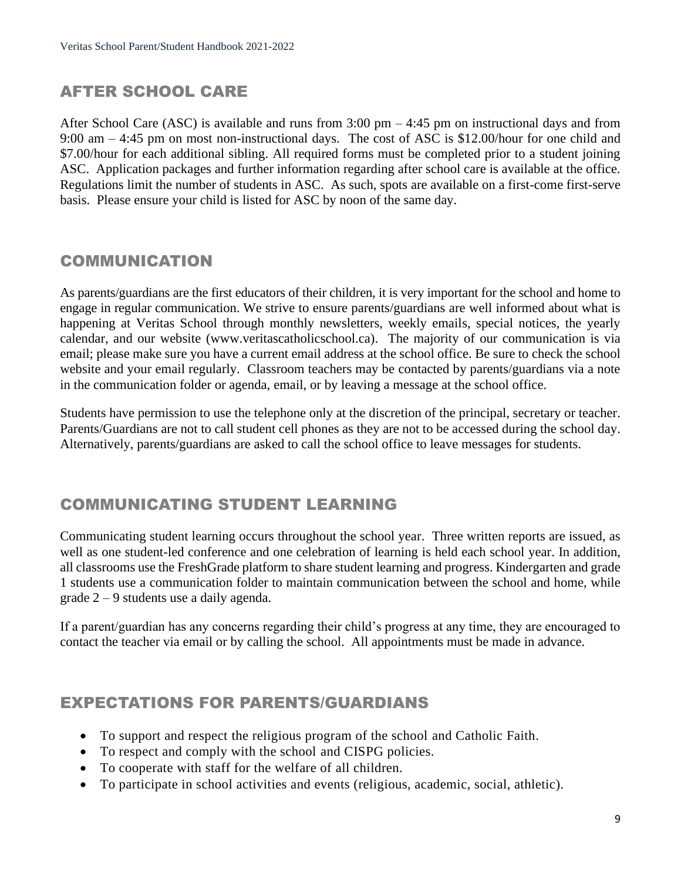## AFTER SCHOOL CARE

After School Care (ASC) is available and runs from 3:00 pm – 4:45 pm on instructional days and from 9:00 am – 4:45 pm on most non-instructional days. The cost of ASC is $12.00/hour for one child and $7.00/hour for each additional sibling. All required forms must be completed prior to a student joining ASC. Application packages and further information regarding after school care is available at the office. Regulations limit the number of students in ASC. As such, spots are available on a first-come first-serve basis. Please ensure your child is listed for ASC by noon of the same day.

## COMMUNICATION

As parents/guardians are the first educators of their children, it is very important for the school and home to engage in regular communication. We strive to ensure parents/guardians are well informed about what is happening at Veritas School through monthly newsletters, weekly emails, special notices, the yearly calendar, and our website (www.veritascatholicschool.ca). The majority of our communication is via email; please make sure you have a current email address at the school office. Be sure to check the school website and your email regularly. Classroom teachers may be contacted by parents/guardians via a note in the communication folder or agenda, email, or by leaving a message at the school office.

Students have permission to use the telephone only at the discretion of the principal, secretary or teacher. Parents/Guardians are not to call student cell phones as they are not to be accessed during the school day. Alternatively, parents/guardians are asked to call the school office to leave messages for students.

## COMMUNICATING STUDENT LEARNING

Communicating student learning occurs throughout the school year. Three written reports are issued, as well as one student-led conference and one celebration of learning is held each school year. In addition, all classrooms use the FreshGrade platform to share student learning and progress. Kindergarten and grade 1 students use a communication folder to maintain communication between the school and home, while grade 2 – 9 students use a daily agenda.

If a parent/guardian has any concerns regarding their child's progress at any time, they are encouraged to contact the teacher via email or by calling the school. All appointments must be made in advance.

## EXPECTATIONS FOR PARENTS/GUARDIANS

- To support and respect the religious program of the school and Catholic Faith.
- To respect and comply with the school and CISPG policies.
- To cooperate with staff for the welfare of all children.
- To participate in school activities and events (religious, academic, social, athletic).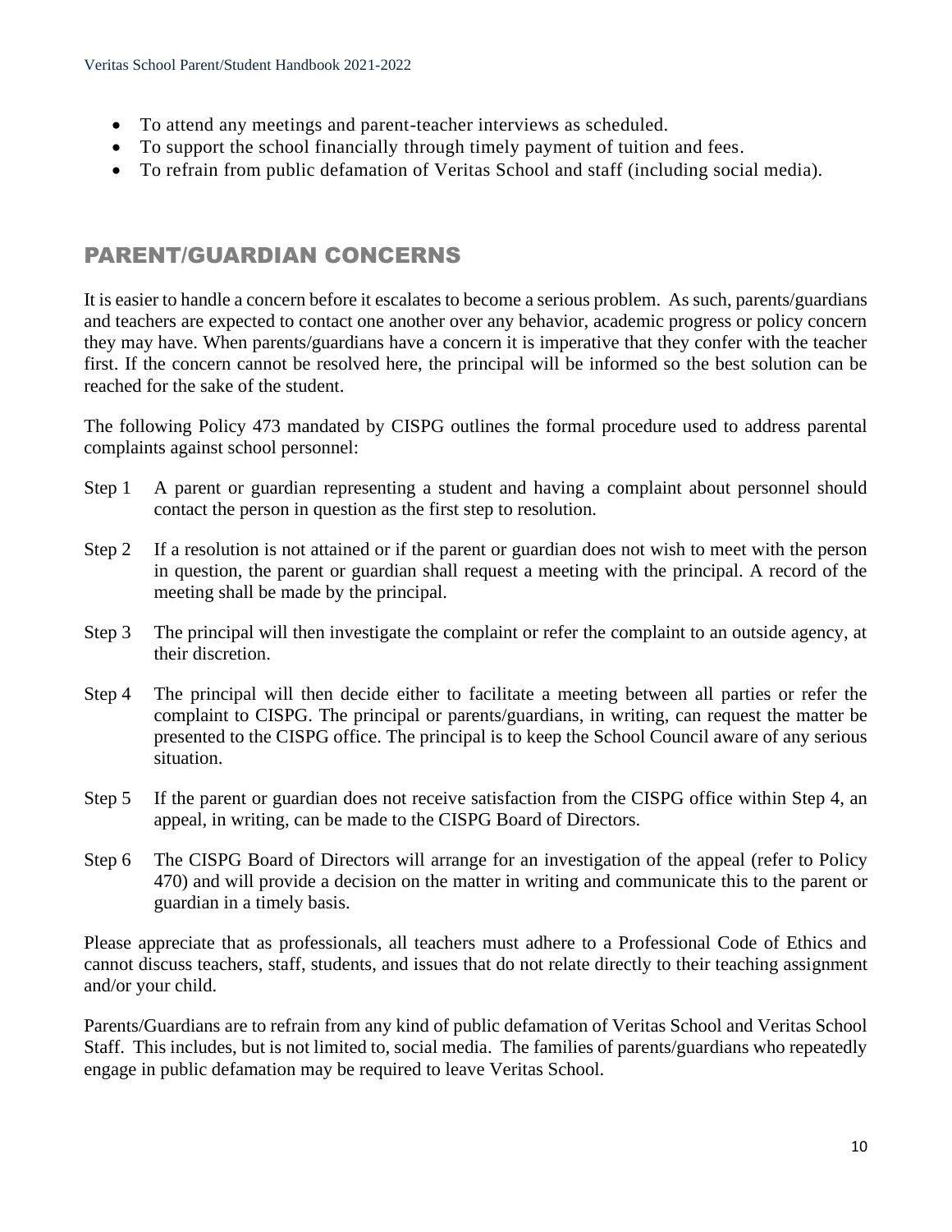- To attend any meetings and parent-teacher interviews as scheduled.
- To support the school financially through timely payment of tuition and fees.
- To refrain from public defamation of Veritas School and staff (including social media).

## PARENT/GUARDIAN CONCERNS

It is easier to handle a concern before it escalates to become a serious problem. As such, parents/guardians and teachers are expected to contact one another over any behavior, academic progress or policy concern they may have. When parents/guardians have a concern it is imperative that they confer with the teacher first. If the concern cannot be resolved here, the principal will be informed so the best solution can be reached for the sake of the student.

The following Policy 473 mandated by CISPG outlines the formal procedure used to address parental complaints against school personnel:

Step 1 A parent or guardian representing a student and having a complaint about personnel should contact the person in question as the first step to resolution.

Step 2 If a resolution is not attained or if the parent or guardian does not wish to meet with the person in question, the parent or guardian shall request a meeting with the principal. A record of the meeting shall be made by the principal.

Step 3 The principal will then investigate the complaint or refer the complaint to an outside agency, at their discretion.

Step 4 The principal will then decide either to facilitate a meeting between all parties or refer the complaint to CISPG. The principal or parents/guardians, in writing, can request the matter be presented to the CISPG office. The principal is to keep the School Council aware of any serious situation.

Step 5 If the parent or guardian does not receive satisfaction from the CISPG office within Step 4, an appeal, in writing, can be made to the CISPG Board of Directors.

Step 6 The CISPG Board of Directors will arrange for an investigation of the appeal (refer to Policy 470) and will provide a decision on the matter in writing and communicate this to the parent or guardian in a timely basis.

Please appreciate that as professionals, all teachers must adhere to a Professional Code of Ethics and cannot discuss teachers, staff, students, and issues that do not relate directly to their teaching assignment and/or your child.

Parents/Guardians are to refrain from any kind of public defamation of Veritas School and Veritas School Staff. This includes, but is not limited to, social media. The families of parents/guardians who repeatedly engage in public defamation may be required to leave Veritas School.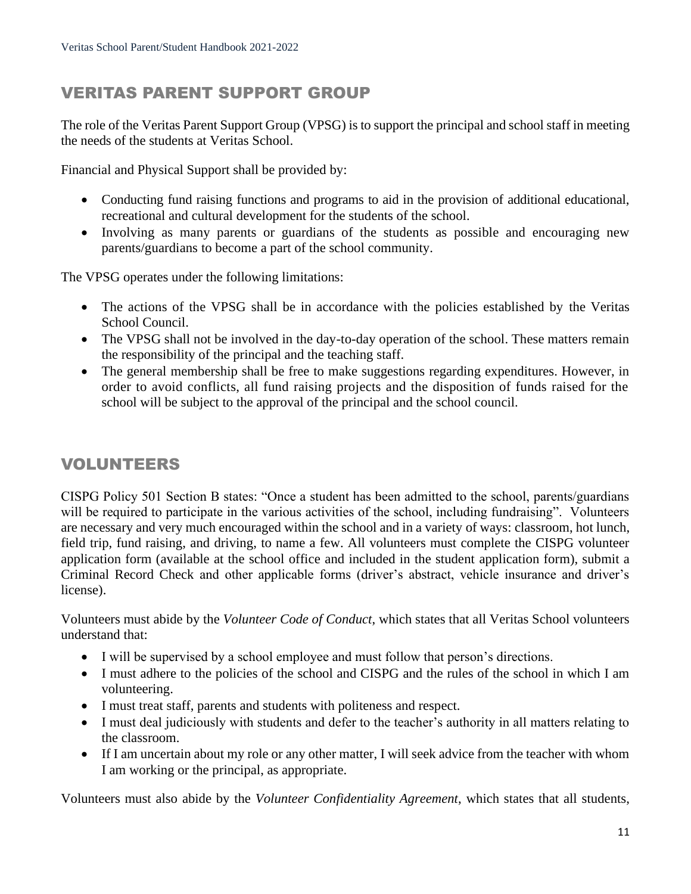## VERITAS PARENT SUPPORT GROUP

The role of the Veritas Parent Support Group (VPSG) is to support the principal and school staff in meeting the needs of the students at Veritas School.

Financial and Physical Support shall be provided by:

- Conducting fund raising functions and programs to aid in the provision of additional educational, recreational and cultural development for the students of the school.
- Involving as many parents or guardians of the students as possible and encouraging new parents/guardians to become a part of the school community.

The VPSG operates under the following limitations:

- The actions of the VPSG shall be in accordance with the policies established by the Veritas School Council.
- The VPSG shall not be involved in the day-to-day operation of the school. These matters remain the responsibility of the principal and the teaching staff.
- The general membership shall be free to make suggestions regarding expenditures. However, in order to avoid conflicts, all fund raising projects and the disposition of funds raised for the school will be subject to the approval of the principal and the school council.

## VOLUNTEERS

CISPG Policy 501 Section B states: "Once a student has been admitted to the school, parents/guardians will be required to participate in the various activities of the school, including fundraising". Volunteers are necessary and very much encouraged within the school and in a variety of ways: classroom, hot lunch, field trip, fund raising, and driving, to name a few. All volunteers must complete the CISPG volunteer application form (available at the school office and included in the student application form), submit a Criminal Record Check and other applicable forms (driver's abstract, vehicle insurance and driver's license).

Volunteers must abide by the *Volunteer Code of Conduct*, which states that all Veritas School volunteers understand that:

- I will be supervised by a school employee and must follow that person's directions.
- I must adhere to the policies of the school and CISPG and the rules of the school in which I am volunteering.
- I must treat staff, parents and students with politeness and respect.
- I must deal judiciously with students and defer to the teacher's authority in all matters relating to the classroom.
- If I am uncertain about my role or any other matter, I will seek advice from the teacher with whom I am working or the principal, as appropriate.

Volunteers must also abide by the *Volunteer Confidentiality Agreement*, which states that all students,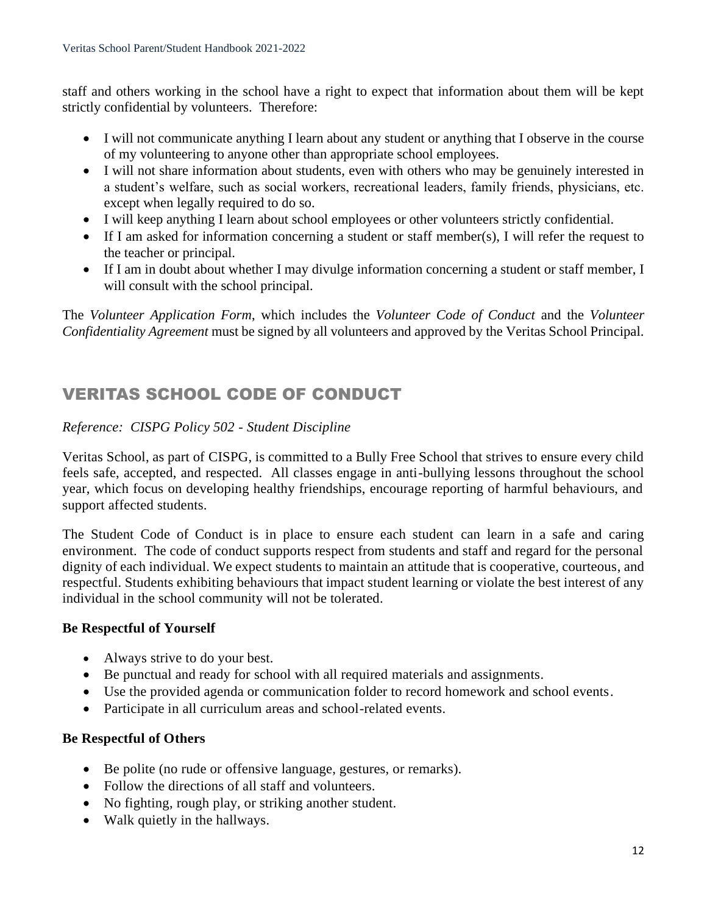staff and others working in the school have a right to expect that information about them will be kept strictly confidential by volunteers. Therefore:

- I will not communicate anything I learn about any student or anything that I observe in the course of my volunteering to anyone other than appropriate school employees.
- I will not share information about students, even with others who may be genuinely interested in a student's welfare, such as social workers, recreational leaders, family friends, physicians, etc. except when legally required to do so.
- I will keep anything I learn about school employees or other volunteers strictly confidential.
- If I am asked for information concerning a student or staff member(s), I will refer the request to the teacher or principal.
- If I am in doubt about whether I may divulge information concerning a student or staff member, I will consult with the school principal.

The *Volunteer Application Form*, which includes the *Volunteer Code of Conduct* and the *Volunteer Confidentiality Agreement* must be signed by all volunteers and approved by the Veritas School Principal.

## VERITAS SCHOOL CODE OF CONDUCT

*Reference: CISPG Policy 502 - Student Discipline*

Veritas School, as part of CISPG, is committed to a Bully Free School that strives to ensure every child feels safe, accepted, and respected. All classes engage in anti-bullying lessons throughout the school year, which focus on developing healthy friendships, encourage reporting of harmful behaviours, and support affected students.

The Student Code of Conduct is in place to ensure each student can learn in a safe and caring environment. The code of conduct supports respect from students and staff and regard for the personal dignity of each individual. We expect students to maintain an attitude that is cooperative, courteous, and respectful. Students exhibiting behaviours that impact student learning or violate the best interest of any individual in the school community will not be tolerated.

**Be Respectful of Yourself**

- Always strive to do your best.
- Be punctual and ready for school with all required materials and assignments.
- Use the provided agenda or communication folder to record homework and school events.
- Participate in all curriculum areas and school-related events.

**Be Respectful of Others**

- Be polite (no rude or offensive language, gestures, or remarks).
- Follow the directions of all staff and volunteers.
- No fighting, rough play, or striking another student.
- Walk quietly in the hallways.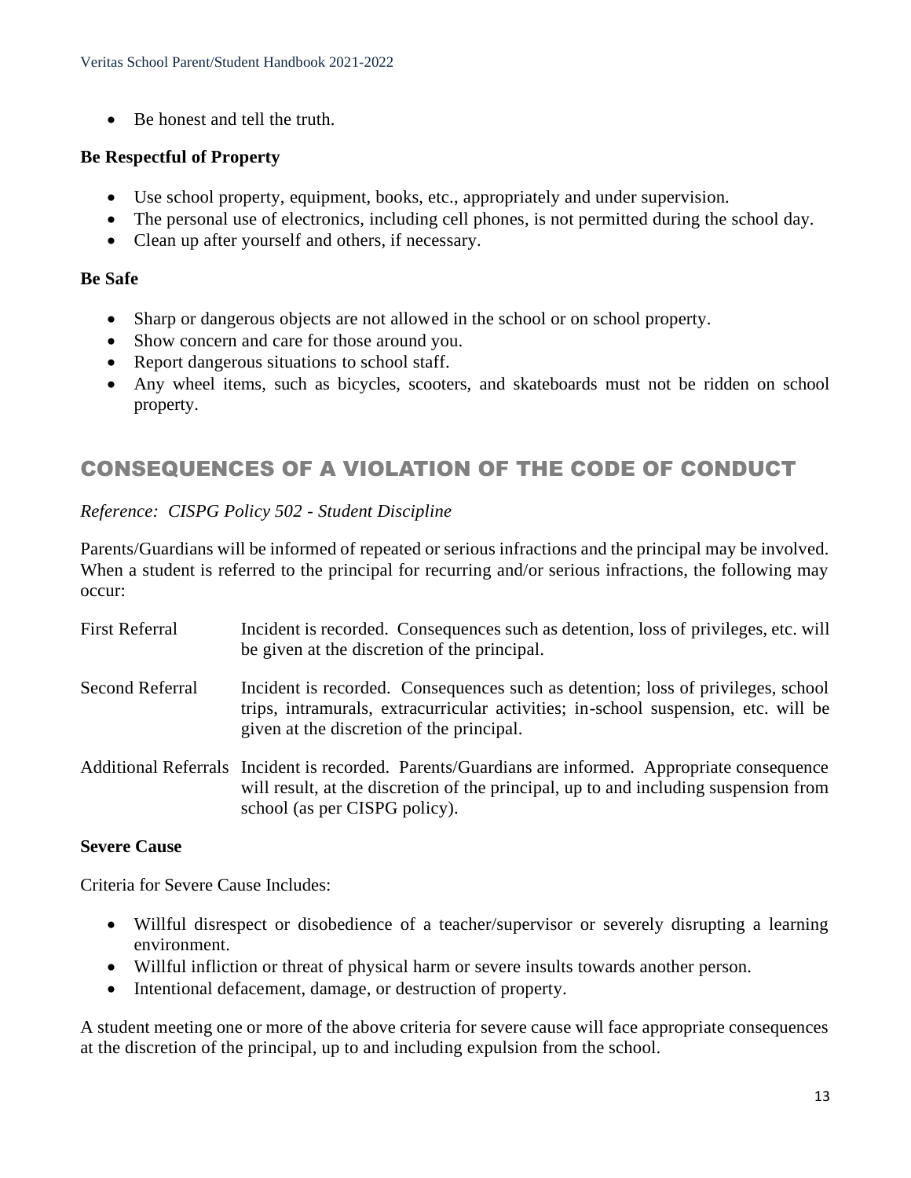- Be honest and tell the truth.

**Be Respectful of Property**

- Use school property, equipment, books, etc., appropriately and under supervision.
- The personal use of electronics, including cell phones, is not permitted during the school day.
- Clean up after yourself and others, if necessary.

**Be Safe**

- Sharp or dangerous objects are not allowed in the school or on school property.
- Show concern and care for those around you.
- Report dangerous situations to school staff.
- Any wheel items, such as bicycles, scooters, and skateboards must not be ridden on school property.

## CONSEQUENCES OF A VIOLATION OF THE CODE OF CONDUCT

*Reference: CISPG Policy 502 - Student Discipline*

Parents/Guardians will be informed of repeated or serious infractions and the principal may be involved. When a student is referred to the principal for recurring and/or serious infractions, the following may occur:

| | |
|---|---|
| First Referral | Incident is recorded. Consequences such as detention, loss of privileges, etc. will be given at the discretion of the principal. |
| Second Referral | Incident is recorded. Consequences such as detention; loss of privileges, school trips, intramurals, extracurricular activities; in-school suspension, etc. will be given at the discretion of the principal. |
| Additional Referrals | Incident is recorded. Parents/Guardians are informed. Appropriate consequence will result, at the discretion of the principal, up to and including suspension from school (as per CISPG policy). |

**Severe Cause**

Criteria for Severe Cause Includes:

- Willful disrespect or disobedience of a teacher/supervisor or severely disrupting a learning environment.
- Willful infliction or threat of physical harm or severe insults towards another person.
- Intentional defacement, damage, or destruction of property.

A student meeting one or more of the above criteria for severe cause will face appropriate consequences at the discretion of the principal, up to and including expulsion from the school.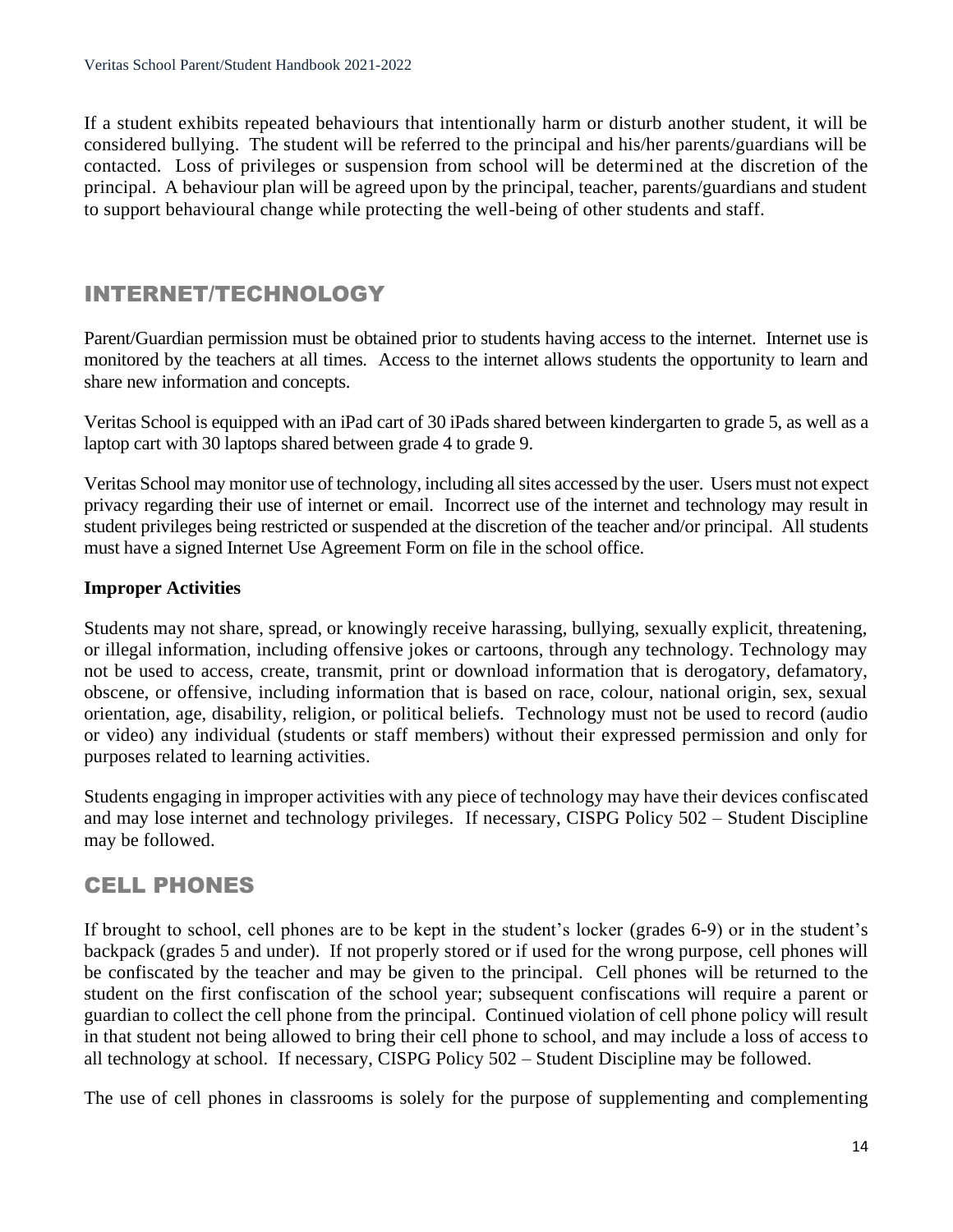If a student exhibits repeated behaviours that intentionally harm or disturb another student, it will be considered bullying. The student will be referred to the principal and his/her parents/guardians will be contacted. Loss of privileges or suspension from school will be determined at the discretion of the principal. A behaviour plan will be agreed upon by the principal, teacher, parents/guardians and student to support behavioural change while protecting the well-being of other students and staff.

## INTERNET/TECHNOLOGY

Parent/Guardian permission must be obtained prior to students having access to the internet. Internet use is monitored by the teachers at all times. Access to the internet allows students the opportunity to learn and share new information and concepts.

Veritas School is equipped with an iPad cart of 30 iPads shared between kindergarten to grade 5, as well as a laptop cart with 30 laptops shared between grade 4 to grade 9.

Veritas School may monitor use of technology, including all sites accessed by the user. Users must not expect privacy regarding their use of internet or email. Incorrect use of the internet and technology may result in student privileges being restricted or suspended at the discretion of the teacher and/or principal. All students must have a signed Internet Use Agreement Form on file in the school office.

**Improper Activities**

Students may not share, spread, or knowingly receive harassing, bullying, sexually explicit, threatening, or illegal information, including offensive jokes or cartoons, through any technology. Technology may not be used to access, create, transmit, print or download information that is derogatory, defamatory, obscene, or offensive, including information that is based on race, colour, national origin, sex, sexual orientation, age, disability, religion, or political beliefs. Technology must not be used to record (audio or video) any individual (students or staff members) without their expressed permission and only for purposes related to learning activities.

Students engaging in improper activities with any piece of technology may have their devices confiscated and may lose internet and technology privileges. If necessary, CISPG Policy 502 – Student Discipline may be followed.

## CELL PHONES

If brought to school, cell phones are to be kept in the student's locker (grades 6-9) or in the student's backpack (grades 5 and under). If not properly stored or if used for the wrong purpose, cell phones will be confiscated by the teacher and may be given to the principal. Cell phones will be returned to the student on the first confiscation of the school year; subsequent confiscations will require a parent or guardian to collect the cell phone from the principal. Continued violation of cell phone policy will result in that student not being allowed to bring their cell phone to school, and may include a loss of access to all technology at school. If necessary, CISPG Policy 502 – Student Discipline may be followed.

The use of cell phones in classrooms is solely for the purpose of supplementing and complementing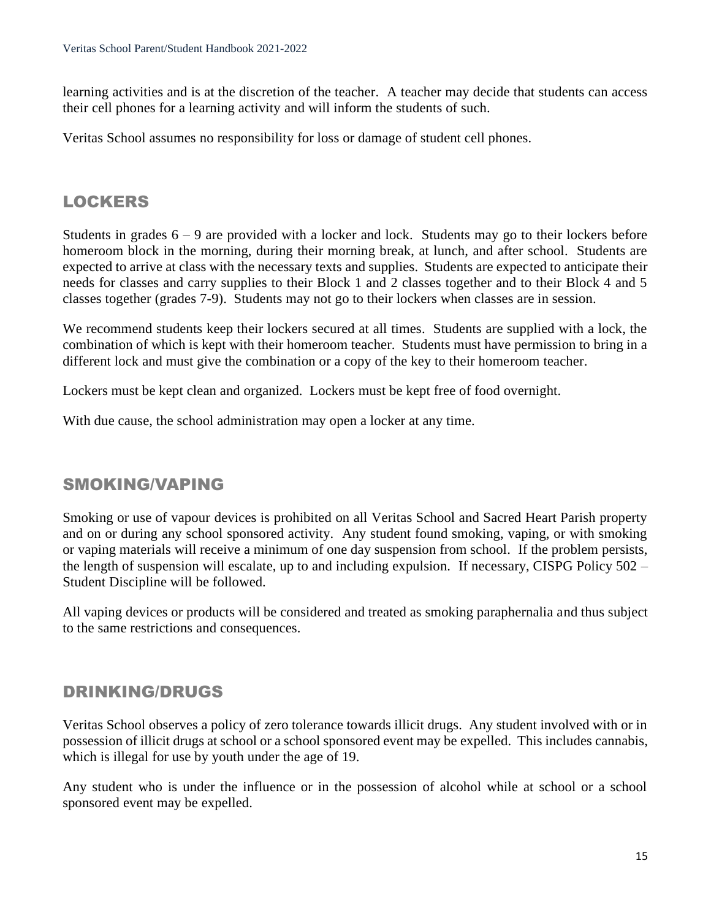learning activities and is at the discretion of the teacher. A teacher may decide that students can access their cell phones for a learning activity and will inform the students of such.

Veritas School assumes no responsibility for loss or damage of student cell phones.

## LOCKERS

Students in grades 6 – 9 are provided with a locker and lock. Students may go to their lockers before homeroom block in the morning, during their morning break, at lunch, and after school. Students are expected to arrive at class with the necessary texts and supplies. Students are expected to anticipate their needs for classes and carry supplies to their Block 1 and 2 classes together and to their Block 4 and 5 classes together (grades 7-9). Students may not go to their lockers when classes are in session.

We recommend students keep their lockers secured at all times. Students are supplied with a lock, the combination of which is kept with their homeroom teacher. Students must have permission to bring in a different lock and must give the combination or a copy of the key to their homeroom teacher.

Lockers must be kept clean and organized. Lockers must be kept free of food overnight.

With due cause, the school administration may open a locker at any time.

## SMOKING/VAPING

Smoking or use of vapour devices is prohibited on all Veritas School and Sacred Heart Parish property and on or during any school sponsored activity. Any student found smoking, vaping, or with smoking or vaping materials will receive a minimum of one day suspension from school. If the problem persists, the length of suspension will escalate, up to and including expulsion. If necessary, CISPG Policy 502 – Student Discipline will be followed.

All vaping devices or products will be considered and treated as smoking paraphernalia and thus subject to the same restrictions and consequences.

## DRINKING/DRUGS

Veritas School observes a policy of zero tolerance towards illicit drugs. Any student involved with or in possession of illicit drugs at school or a school sponsored event may be expelled. This includes cannabis, which is illegal for use by youth under the age of 19.

Any student who is under the influence or in the possession of alcohol while at school or a school sponsored event may be expelled.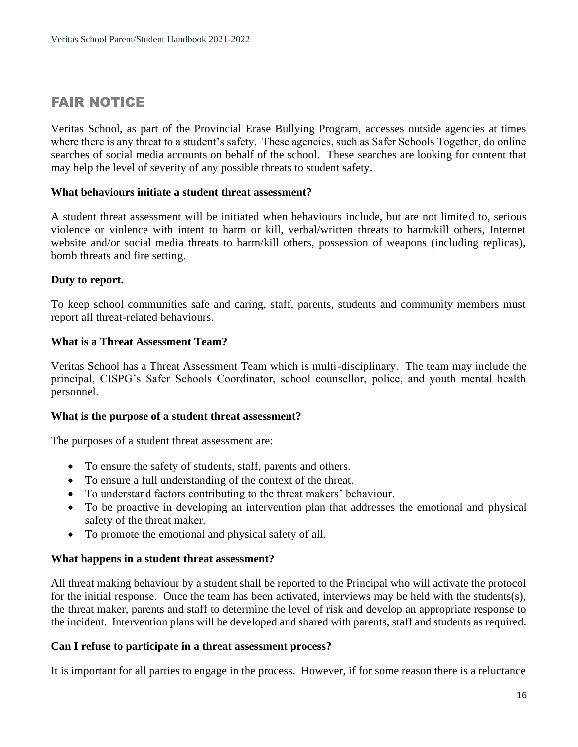## FAIR NOTICE

Veritas School, as part of the Provincial Erase Bullying Program, accesses outside agencies at times where there is any threat to a student's safety. These agencies, such as Safer Schools Together, do online searches of social media accounts on behalf of the school. These searches are looking for content that may help the level of severity of any possible threats to student safety.

**What behaviours initiate a student threat assessment?**

A student threat assessment will be initiated when behaviours include, but are not limited to, serious violence or violence with intent to harm or kill, verbal/written threats to harm/kill others, Internet website and/or social media threats to harm/kill others, possession of weapons (including replicas), bomb threats and fire setting.

**Duty to report.**

To keep school communities safe and caring, staff, parents, students and community members must report all threat-related behaviours.

**What is a Threat Assessment Team?**

Veritas School has a Threat Assessment Team which is multi-disciplinary. The team may include the principal, CISPG's Safer Schools Coordinator, school counsellor, police, and youth mental health personnel.

**What is the purpose of a student threat assessment?**

The purposes of a student threat assessment are:

- To ensure the safety of students, staff, parents and others.
- To ensure a full understanding of the context of the threat.
- To understand factors contributing to the threat makers' behaviour.
- To be proactive in developing an intervention plan that addresses the emotional and physical safety of the threat maker.
- To promote the emotional and physical safety of all.

**What happens in a student threat assessment?**

All threat making behaviour by a student shall be reported to the Principal who will activate the protocol for the initial response. Once the team has been activated, interviews may be held with the students(s), the threat maker, parents and staff to determine the level of risk and develop an appropriate response to the incident. Intervention plans will be developed and shared with parents, staff and students as required.

**Can I refuse to participate in a threat assessment process?**

It is important for all parties to engage in the process. However, if for some reason there is a reluctance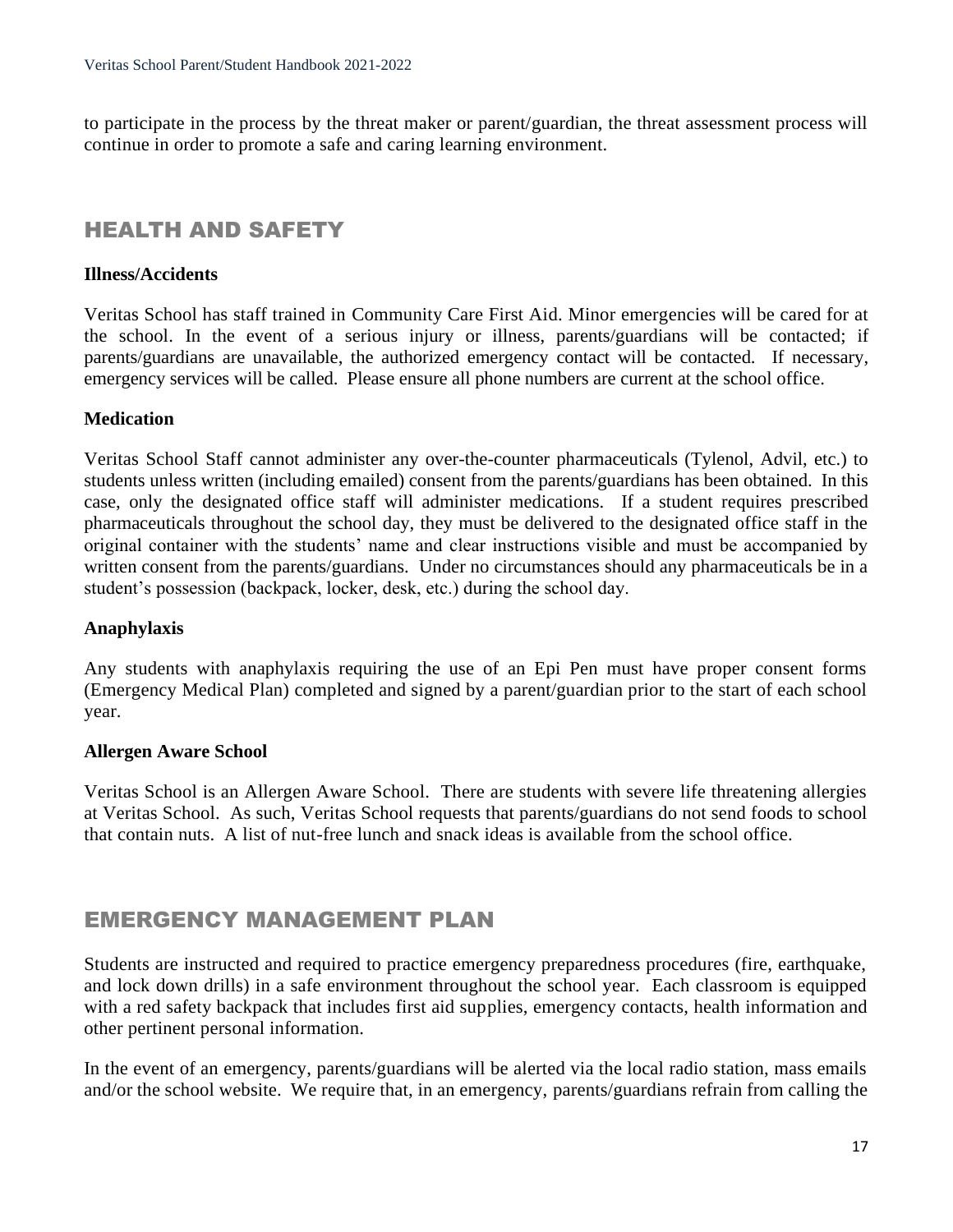to participate in the process by the threat maker or parent/guardian, the threat assessment process will continue in order to promote a safe and caring learning environment.

## HEALTH AND SAFETY

**Illness/Accidents**

Veritas School has staff trained in Community Care First Aid. Minor emergencies will be cared for at the school. In the event of a serious injury or illness, parents/guardians will be contacted; if parents/guardians are unavailable, the authorized emergency contact will be contacted. If necessary, emergency services will be called. Please ensure all phone numbers are current at the school office.

**Medication**

Veritas School Staff cannot administer any over-the-counter pharmaceuticals (Tylenol, Advil, etc.) to students unless written (including emailed) consent from the parents/guardians has been obtained. In this case, only the designated office staff will administer medications. If a student requires prescribed pharmaceuticals throughout the school day, they must be delivered to the designated office staff in the original container with the students' name and clear instructions visible and must be accompanied by written consent from the parents/guardians. Under no circumstances should any pharmaceuticals be in a student's possession (backpack, locker, desk, etc.) during the school day.

**Anaphylaxis**

Any students with anaphylaxis requiring the use of an Epi Pen must have proper consent forms (Emergency Medical Plan) completed and signed by a parent/guardian prior to the start of each school year.

**Allergen Aware School**

Veritas School is an Allergen Aware School. There are students with severe life threatening allergies at Veritas School. As such, Veritas School requests that parents/guardians do not send foods to school that contain nuts. A list of nut-free lunch and snack ideas is available from the school office.

## EMERGENCY MANAGEMENT PLAN

Students are instructed and required to practice emergency preparedness procedures (fire, earthquake, and lock down drills) in a safe environment throughout the school year. Each classroom is equipped with a red safety backpack that includes first aid supplies, emergency contacts, health information and other pertinent personal information.

In the event of an emergency, parents/guardians will be alerted via the local radio station, mass emails and/or the school website. We require that, in an emergency, parents/guardians refrain from calling the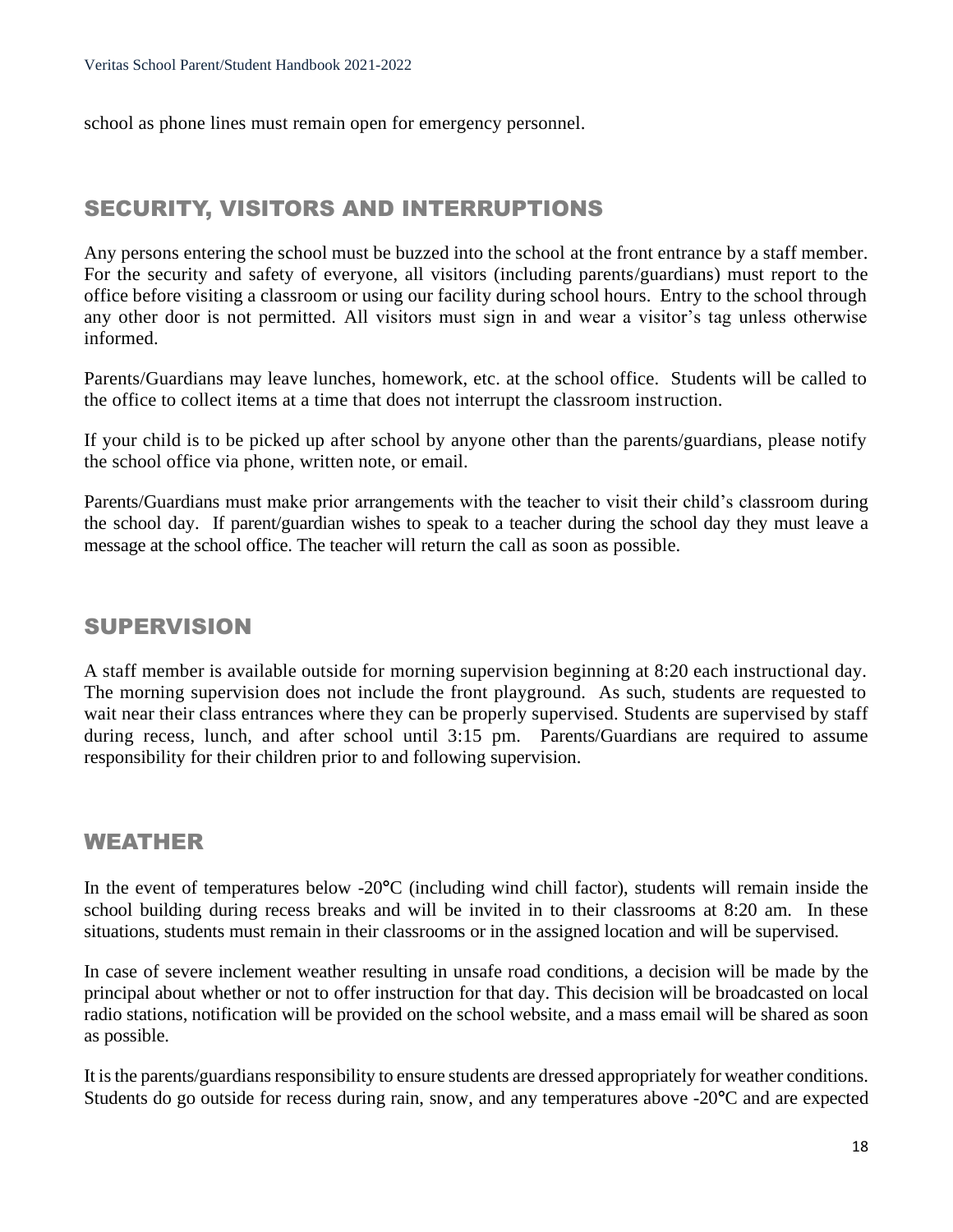school as phone lines must remain open for emergency personnel.

## SECURITY, VISITORS AND INTERRUPTIONS

Any persons entering the school must be buzzed into the school at the front entrance by a staff member. For the security and safety of everyone, all visitors (including parents/guardians) must report to the office before visiting a classroom or using our facility during school hours. Entry to the school through any other door is not permitted. All visitors must sign in and wear a visitor's tag unless otherwise informed.

Parents/Guardians may leave lunches, homework, etc. at the school office. Students will be called to the office to collect items at a time that does not interrupt the classroom instruction.

If your child is to be picked up after school by anyone other than the parents/guardians, please notify the school office via phone, written note, or email.

Parents/Guardians must make prior arrangements with the teacher to visit their child's classroom during the school day. If parent/guardian wishes to speak to a teacher during the school day they must leave a message at the school office. The teacher will return the call as soon as possible.

## SUPERVISION

A staff member is available outside for morning supervision beginning at 8:20 each instructional day. The morning supervision does not include the front playground. As such, students are requested to wait near their class entrances where they can be properly supervised. Students are supervised by staff during recess, lunch, and after school until 3:15 pm. Parents/Guardians are required to assume responsibility for their children prior to and following supervision.

## WEATHER

In the event of temperatures below -20°C (including wind chill factor), students will remain inside the school building during recess breaks and will be invited in to their classrooms at 8:20 am. In these situations, students must remain in their classrooms or in the assigned location and will be supervised.

In case of severe inclement weather resulting in unsafe road conditions, a decision will be made by the principal about whether or not to offer instruction for that day. This decision will be broadcasted on local radio stations, notification will be provided on the school website, and a mass email will be shared as soon as possible.

It is the parents/guardians responsibility to ensure students are dressed appropriately for weather conditions. Students do go outside for recess during rain, snow, and any temperatures above -20°C and are expected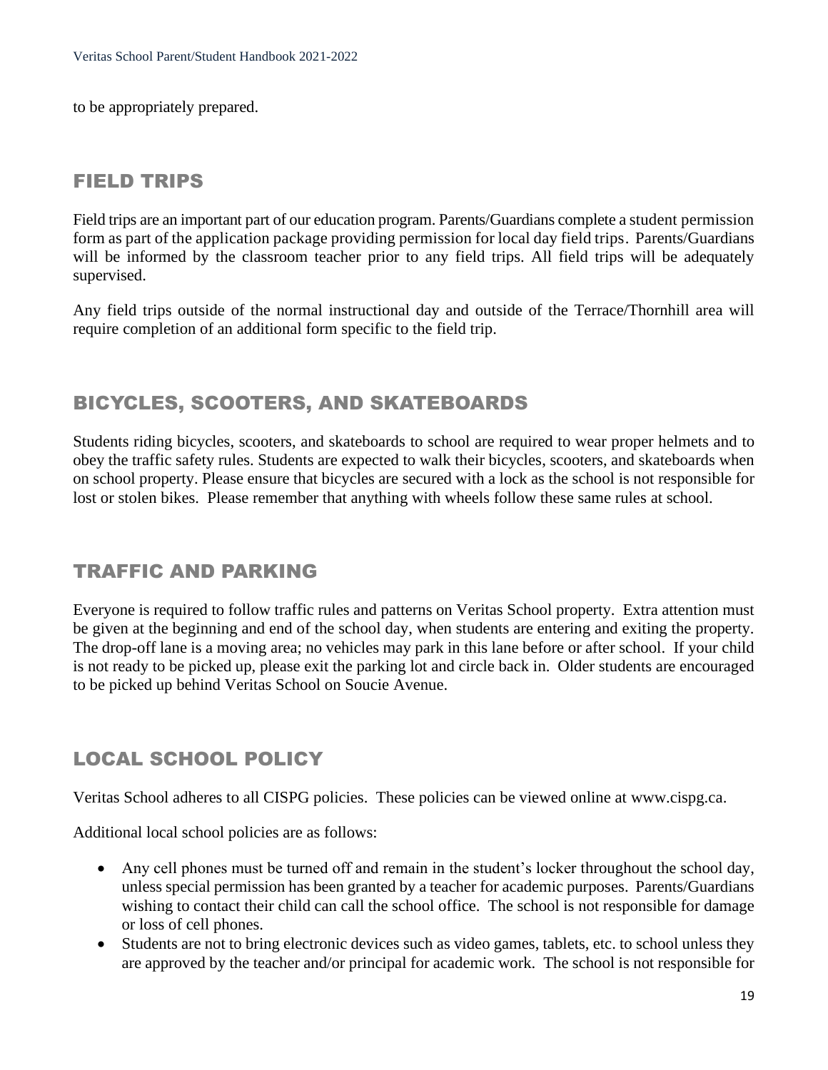to be appropriately prepared.

## FIELD TRIPS

Field trips are an important part of our education program. Parents/Guardians complete a student permission form as part of the application package providing permission for local day field trips. Parents/Guardians will be informed by the classroom teacher prior to any field trips. All field trips will be adequately supervised.

Any field trips outside of the normal instructional day and outside of the Terrace/Thornhill area will require completion of an additional form specific to the field trip.

## BICYCLES, SCOOTERS, AND SKATEBOARDS

Students riding bicycles, scooters, and skateboards to school are required to wear proper helmets and to obey the traffic safety rules. Students are expected to walk their bicycles, scooters, and skateboards when on school property. Please ensure that bicycles are secured with a lock as the school is not responsible for lost or stolen bikes. Please remember that anything with wheels follow these same rules at school.

## TRAFFIC AND PARKING

Everyone is required to follow traffic rules and patterns on Veritas School property. Extra attention must be given at the beginning and end of the school day, when students are entering and exiting the property. The drop-off lane is a moving area; no vehicles may park in this lane before or after school. If your child is not ready to be picked up, please exit the parking lot and circle back in. Older students are encouraged to be picked up behind Veritas School on Soucie Avenue.

## LOCAL SCHOOL POLICY

Veritas School adheres to all CISPG policies. These policies can be viewed online at www.cispg.ca.

Additional local school policies are as follows:

- Any cell phones must be turned off and remain in the student's locker throughout the school day, unless special permission has been granted by a teacher for academic purposes. Parents/Guardians wishing to contact their child can call the school office. The school is not responsible for damage or loss of cell phones.
- Students are not to bring electronic devices such as video games, tablets, etc. to school unless they are approved by the teacher and/or principal for academic work. The school is not responsible for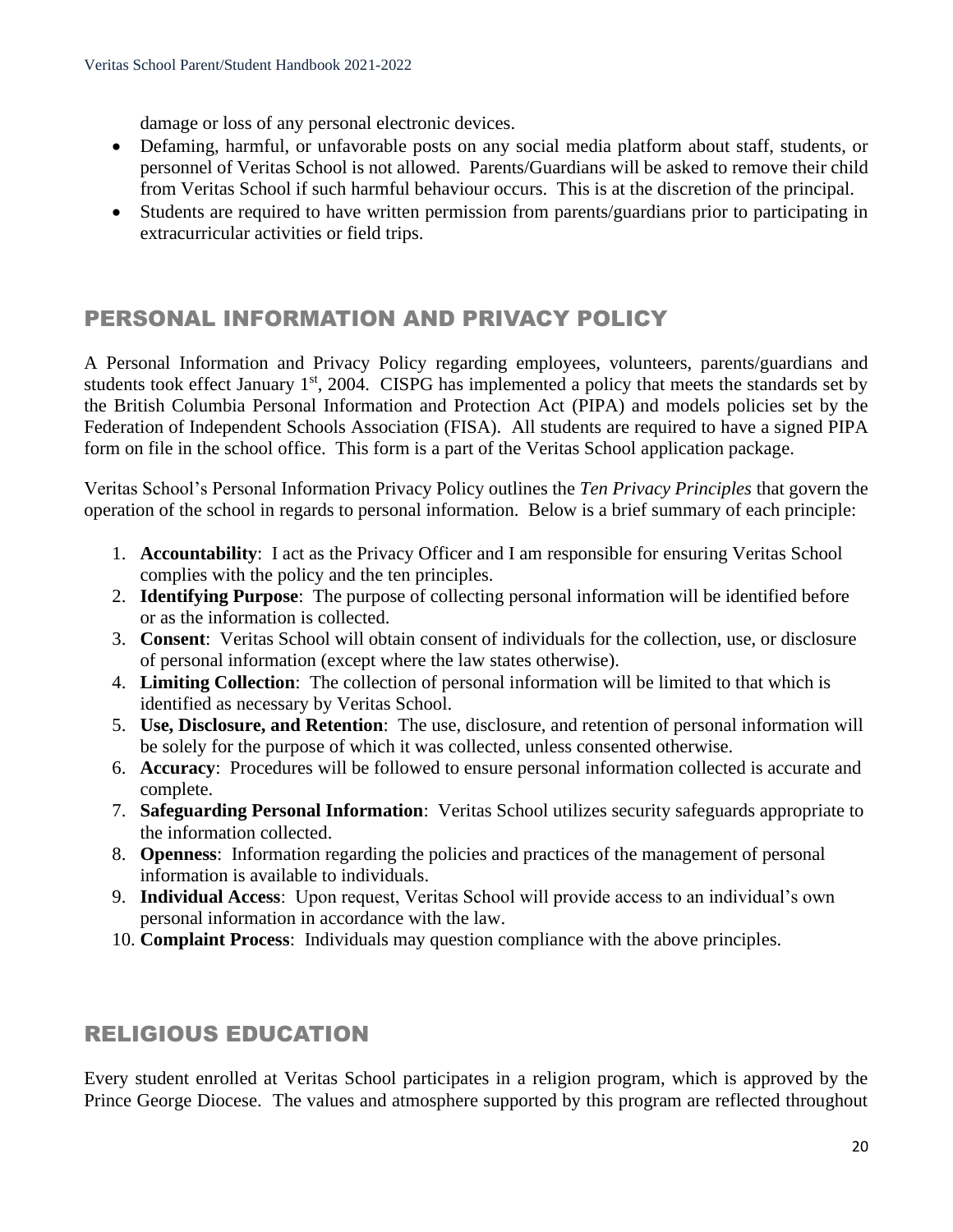damage or loss of any personal electronic devices.

- Defaming, harmful, or unfavorable posts on any social media platform about staff, students, or personnel of Veritas School is not allowed. Parents/Guardians will be asked to remove their child from Veritas School if such harmful behaviour occurs. This is at the discretion of the principal.
- Students are required to have written permission from parents/guardians prior to participating in extracurricular activities or field trips.

## PERSONAL INFORMATION AND PRIVACY POLICY

A Personal Information and Privacy Policy regarding employees, volunteers, parents/guardians and students took effect January 1st, 2004. CISPG has implemented a policy that meets the standards set by the British Columbia Personal Information and Protection Act (PIPA) and models policies set by the Federation of Independent Schools Association (FISA). All students are required to have a signed PIPA form on file in the school office. This form is a part of the Veritas School application package.

Veritas School's Personal Information Privacy Policy outlines the *Ten Privacy Principles* that govern the operation of the school in regards to personal information. Below is a brief summary of each principle:

1. **Accountability**: I act as the Privacy Officer and I am responsible for ensuring Veritas School complies with the policy and the ten principles.
2. **Identifying Purpose**: The purpose of collecting personal information will be identified before or as the information is collected.
3. **Consent**: Veritas School will obtain consent of individuals for the collection, use, or disclosure of personal information (except where the law states otherwise).
4. **Limiting Collection**: The collection of personal information will be limited to that which is identified as necessary by Veritas School.
5. **Use, Disclosure, and Retention**: The use, disclosure, and retention of personal information will be solely for the purpose of which it was collected, unless consented otherwise.
6. **Accuracy**: Procedures will be followed to ensure personal information collected is accurate and complete.
7. **Safeguarding Personal Information**: Veritas School utilizes security safeguards appropriate to the information collected.
8. **Openness**: Information regarding the policies and practices of the management of personal information is available to individuals.
9. **Individual Access**: Upon request, Veritas School will provide access to an individual's own personal information in accordance with the law.
10. **Complaint Process**: Individuals may question compliance with the above principles.

## RELIGIOUS EDUCATION

Every student enrolled at Veritas School participates in a religion program, which is approved by the Prince George Diocese. The values and atmosphere supported by this program are reflected throughout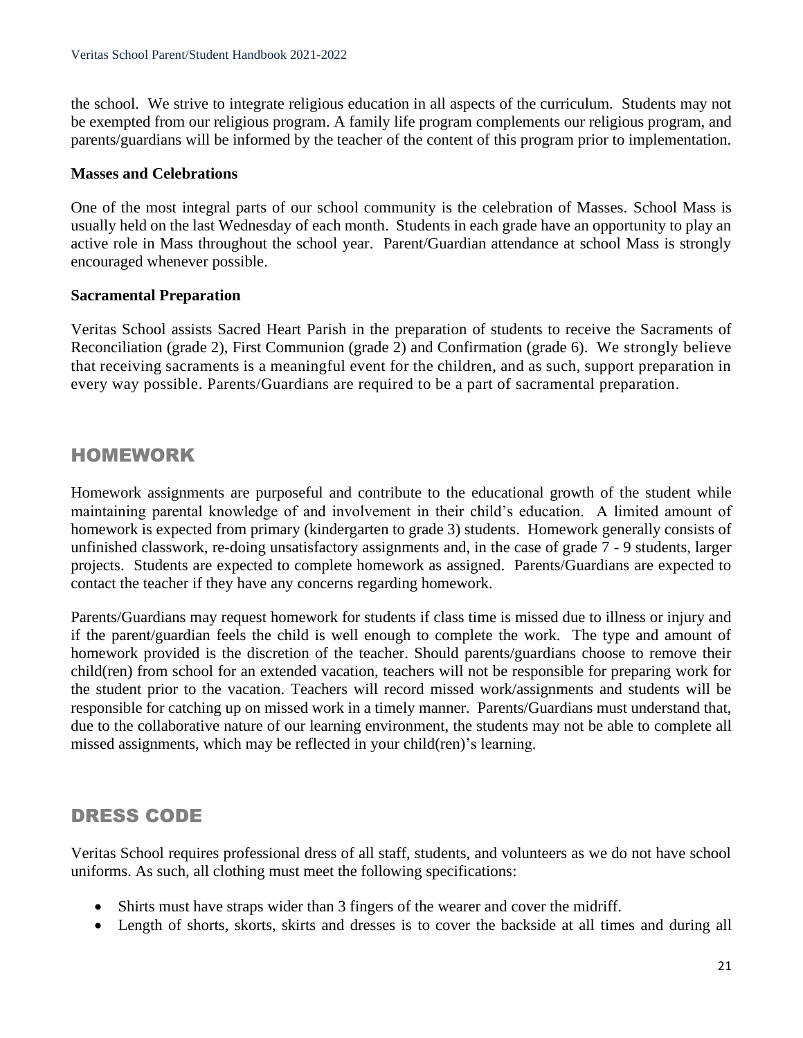the school. We strive to integrate religious education in all aspects of the curriculum. Students may not be exempted from our religious program. A family life program complements our religious program, and parents/guardians will be informed by the teacher of the content of this program prior to implementation.

**Masses and Celebrations**

One of the most integral parts of our school community is the celebration of Masses. School Mass is usually held on the last Wednesday of each month. Students in each grade have an opportunity to play an active role in Mass throughout the school year. Parent/Guardian attendance at school Mass is strongly encouraged whenever possible.

**Sacramental Preparation**

Veritas School assists Sacred Heart Parish in the preparation of students to receive the Sacraments of Reconciliation (grade 2), First Communion (grade 2) and Confirmation (grade 6). We strongly believe that receiving sacraments is a meaningful event for the children, and as such, support preparation in every way possible. Parents/Guardians are required to be a part of sacramental preparation.

## HOMEWORK

Homework assignments are purposeful and contribute to the educational growth of the student while maintaining parental knowledge of and involvement in their child's education. A limited amount of homework is expected from primary (kindergarten to grade 3) students. Homework generally consists of unfinished classwork, re-doing unsatisfactory assignments and, in the case of grade 7 - 9 students, larger projects. Students are expected to complete homework as assigned. Parents/Guardians are expected to contact the teacher if they have any concerns regarding homework.

Parents/Guardians may request homework for students if class time is missed due to illness or injury and if the parent/guardian feels the child is well enough to complete the work. The type and amount of homework provided is the discretion of the teacher. Should parents/guardians choose to remove their child(ren) from school for an extended vacation, teachers will not be responsible for preparing work for the student prior to the vacation. Teachers will record missed work/assignments and students will be responsible for catching up on missed work in a timely manner. Parents/Guardians must understand that, due to the collaborative nature of our learning environment, the students may not be able to complete all missed assignments, which may be reflected in your child(ren)'s learning.

## DRESS CODE

Veritas School requires professional dress of all staff, students, and volunteers as we do not have school uniforms. As such, all clothing must meet the following specifications:

- Shirts must have straps wider than 3 fingers of the wearer and cover the midriff.
- Length of shorts, skorts, skirts and dresses is to cover the backside at all times and during all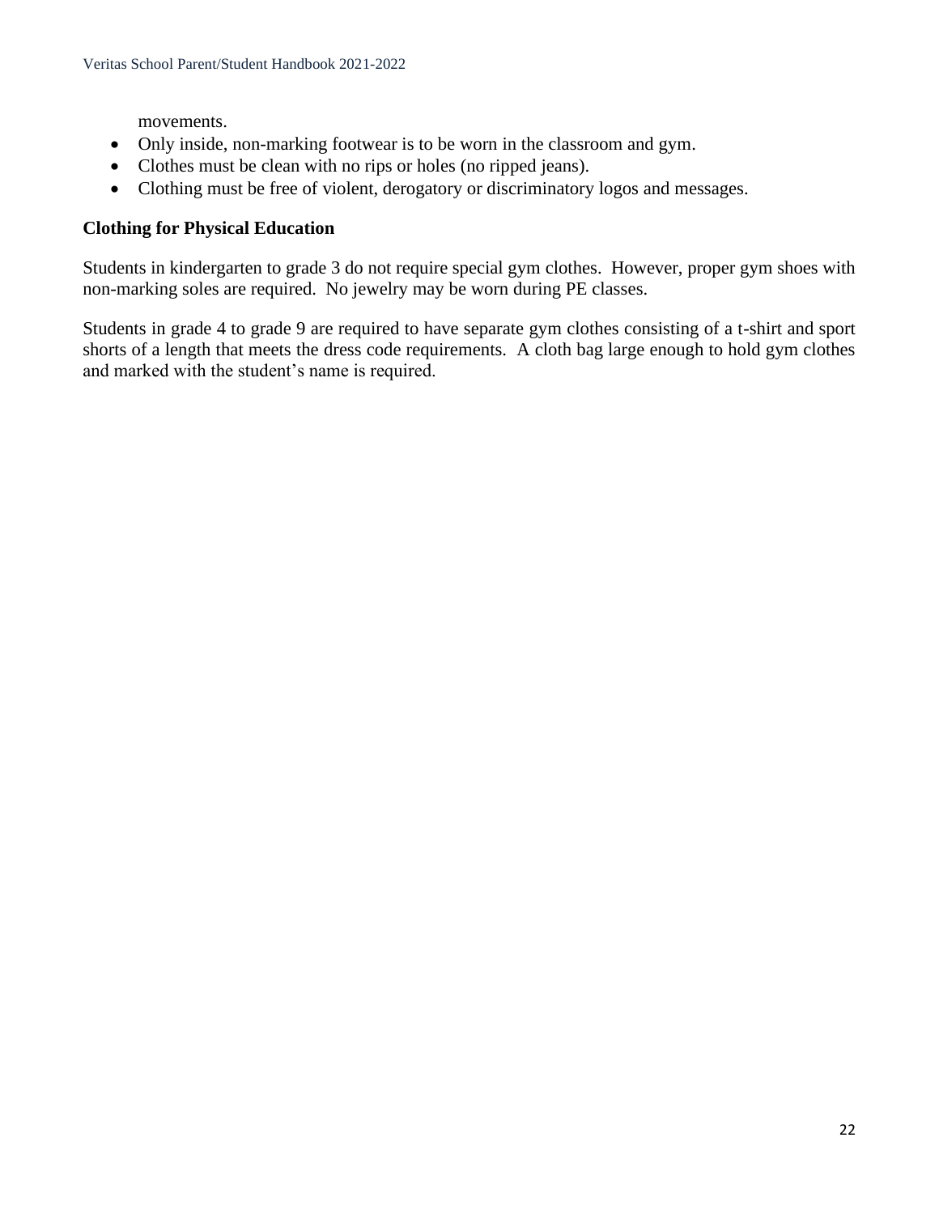movements.

- Only inside, non-marking footwear is to be worn in the classroom and gym.
- Clothes must be clean with no rips or holes (no ripped jeans).
- Clothing must be free of violent, derogatory or discriminatory logos and messages.

**Clothing for Physical Education**

Students in kindergarten to grade 3 do not require special gym clothes. However, proper gym shoes with non-marking soles are required. No jewelry may be worn during PE classes.

Students in grade 4 to grade 9 are required to have separate gym clothes consisting of a t-shirt and sport shorts of a length that meets the dress code requirements. A cloth bag large enough to hold gym clothes and marked with the student's name is required.